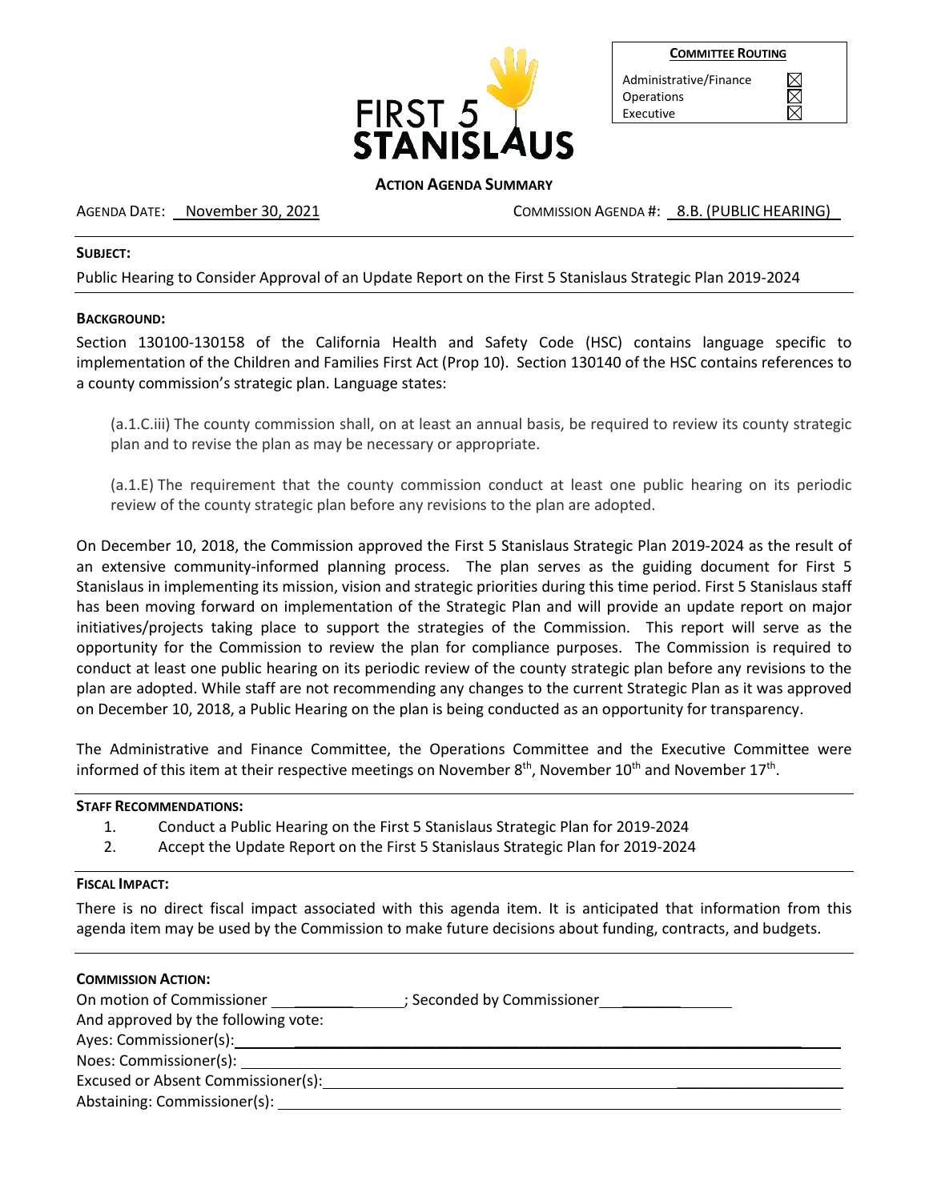FIRST 5 STANISLAUS

| COMMITTEE ROUTING | |
|---|---|
| Administrative/Finance | ☒ |
| Operations | ☒ |
| Executive | ☒ |

**ACTION AGENDA SUMMARY**

AGENDA DATE: November 30, 2021　　　　COMMISSION AGENDA #: 8.B. (PUBLIC HEARING)

**SUBJECT:**

Public Hearing to Consider Approval of an Update Report on the First 5 Stanislaus Strategic Plan 2019-2024

**BACKGROUND:**

Section 130100-130158 of the California Health and Safety Code (HSC) contains language specific to implementation of the Children and Families First Act (Prop 10). Section 130140 of the HSC contains references to a county commission's strategic plan. Language states:

> (a.1.C.iii) The county commission shall, on at least an annual basis, be required to review its county strategic plan and to revise the plan as may be necessary or appropriate.
>
> (a.1.E) The requirement that the county commission conduct at least one public hearing on its periodic review of the county strategic plan before any revisions to the plan are adopted.

On December 10, 2018, the Commission approved the First 5 Stanislaus Strategic Plan 2019-2024 as the result of an extensive community-informed planning process. The plan serves as the guiding document for First 5 Stanislaus in implementing its mission, vision and strategic priorities during this time period. First 5 Stanislaus staff has been moving forward on implementation of the Strategic Plan and will provide an update report on major initiatives/projects taking place to support the strategies of the Commission. This report will serve as the opportunity for the Commission to review the plan for compliance purposes. The Commission is required to conduct at least one public hearing on its periodic review of the county strategic plan before any revisions to the plan are adopted. While staff are not recommending any changes to the current Strategic Plan as it was approved on December 10, 2018, a Public Hearing on the plan is being conducted as an opportunity for transparency.

The Administrative and Finance Committee, the Operations Committee and the Executive Committee were informed of this item at their respective meetings on November 8th, November 10th and November 17th.

**STAFF RECOMMENDATIONS:**

1. Conduct a Public Hearing on the First 5 Stanislaus Strategic Plan for 2019-2024
2. Accept the Update Report on the First 5 Stanislaus Strategic Plan for 2019-2024

**FISCAL IMPACT:**

There is no direct fiscal impact associated with this agenda item. It is anticipated that information from this agenda item may be used by the Commission to make future decisions about funding, contracts, and budgets.

**COMMISSION ACTION:**

On motion of Commissioner ________________; Seconded by Commissioner ________________

And approved by the following vote:

Ayes: Commissioner(s): ________________________________

Noes: Commissioner(s): ________________________________

Excused or Absent Commissioner(s): ________________________________

Abstaining: Commissioner(s): ________________________________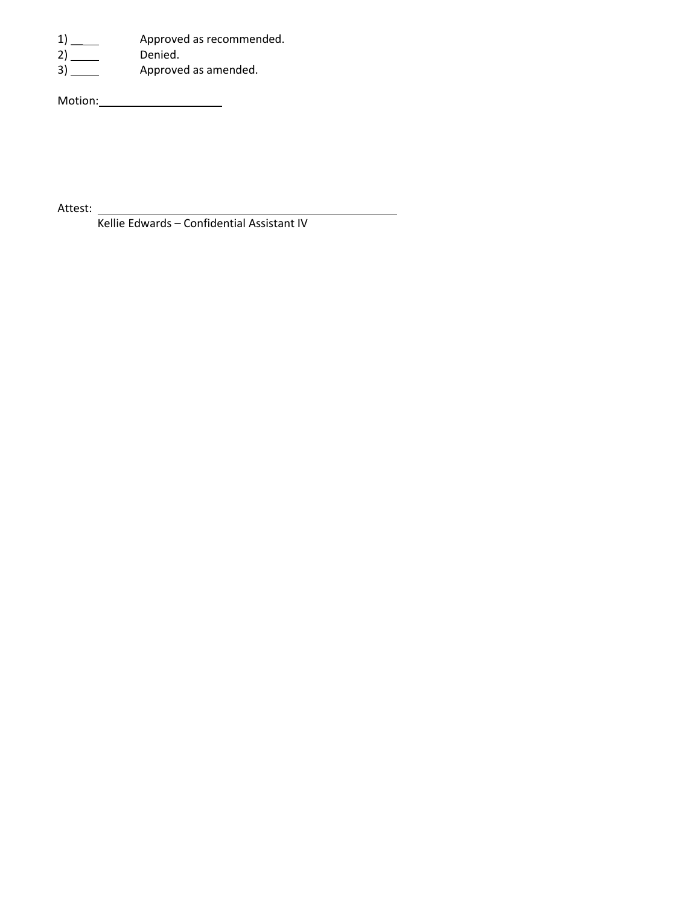1) ____ Approved as recommended.
2) ____ Denied.
3) ____ Approved as amended.

Motion: ____________________

Attest: ______________________________________________
Kellie Edwards – Confidential Assistant IV